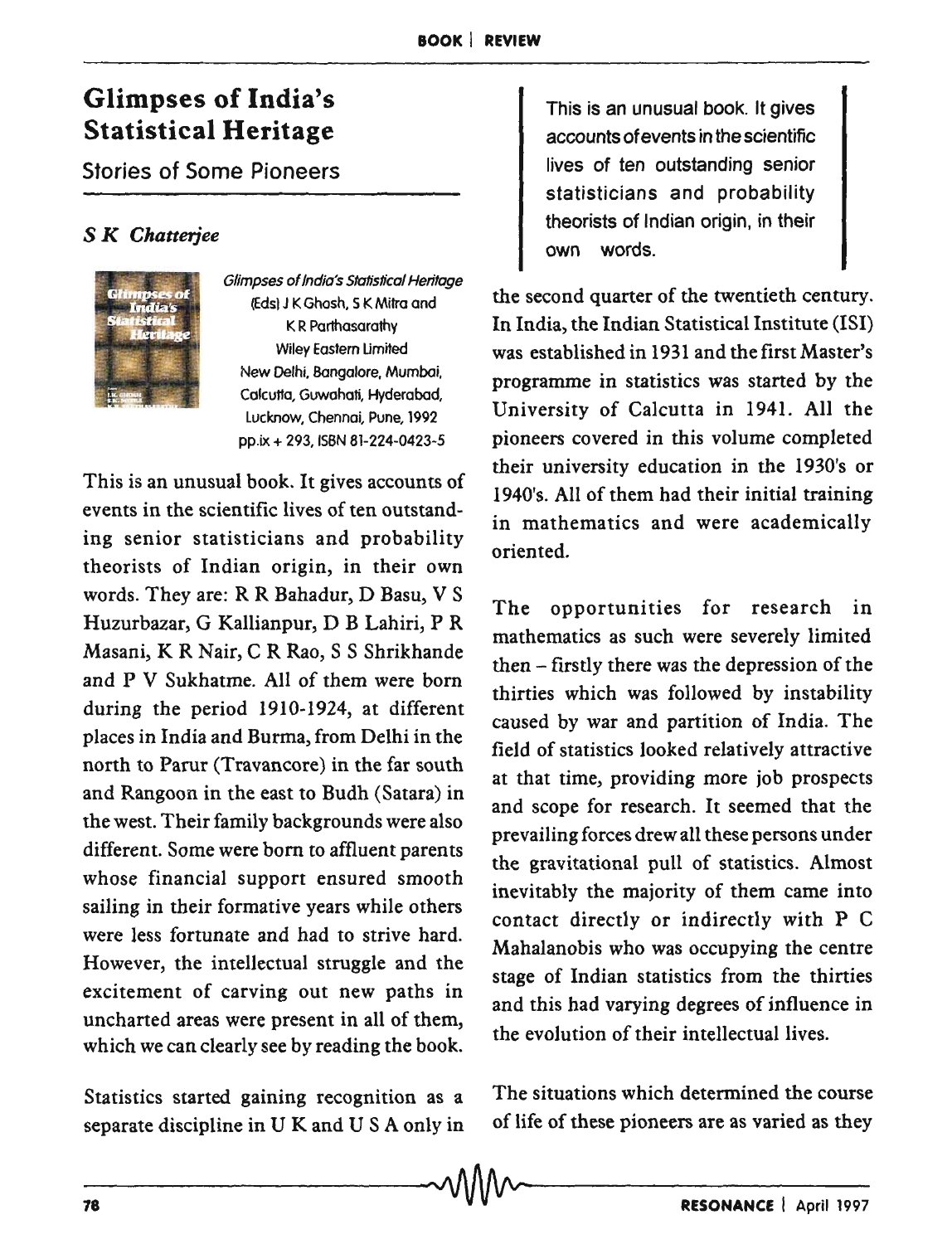# Glimpses of India's Statistical Heritage

## Stories of Some Pioneers

### *S K Chatterjee*

*Glimpses of India's Statistical Heritage*
(Eds) J K Ghosh, S K Mitra and K R Parthasarathy
Wiley Eastern Limited
New Delhi, Bangalore, Mumbai, Calcutta, Guwahati, Hyderabad, Lucknow, Chennai, Pune, 1992
pp.ix + 293, ISBN 81-224-0423-5

This is an unusual book. It gives accounts of events in the scientific lives of ten outstanding senior statisticians and probability theorists of Indian origin, in their own words. They are: R R Bahadur, D Basu, V S Huzurbazar, G Kallianpur, D B Lahiri, P R Masani, K R Nair, C R Rao, S S Shrikhande and P V Sukhatme. All of them were born during the period 1910-1924, at different places in India and Burma, from Delhi in the north to Parur (Travancore) in the far south and Rangoon in the east to Budh (Satara) in the west. Their family backgrounds were also different. Some were born to affluent parents whose financial support ensured smooth sailing in their formative years while others were less fortunate and had to strive hard. However, the intellectual struggle and the excitement of carving out new paths in uncharted areas were present in all of them, which we can clearly see by reading the book.

Statistics started gaining recognition as a separate discipline in U K and U S A only in the second quarter of the twentieth century. In India, the Indian Statistical Institute (ISI) was established in 1931 and the first Master's programme in statistics was started by the University of Calcutta in 1941. All the pioneers covered in this volume completed their university education in the 1930's or 1940's. All of them had their initial training in mathematics and were academically oriented.

> This is an unusual book. It gives accounts of events in the scientific lives of ten outstanding senior statisticians and probability theorists of Indian origin, in their own words.

The opportunities for research in mathematics as such were severely limited then – firstly there was the depression of the thirties which was followed by instability caused by war and partition of India. The field of statistics looked relatively attractive at that time, providing more job prospects and scope for research. It seemed that the prevailing forces drew all these persons under the gravitational pull of statistics. Almost inevitably the majority of them came into contact directly or indirectly with P C Mahalanobis who was occupying the centre stage of Indian statistics from the thirties and this had varying degrees of influence in the evolution of their intellectual lives.

The situations which determined the course of life of these pioneers are as varied as they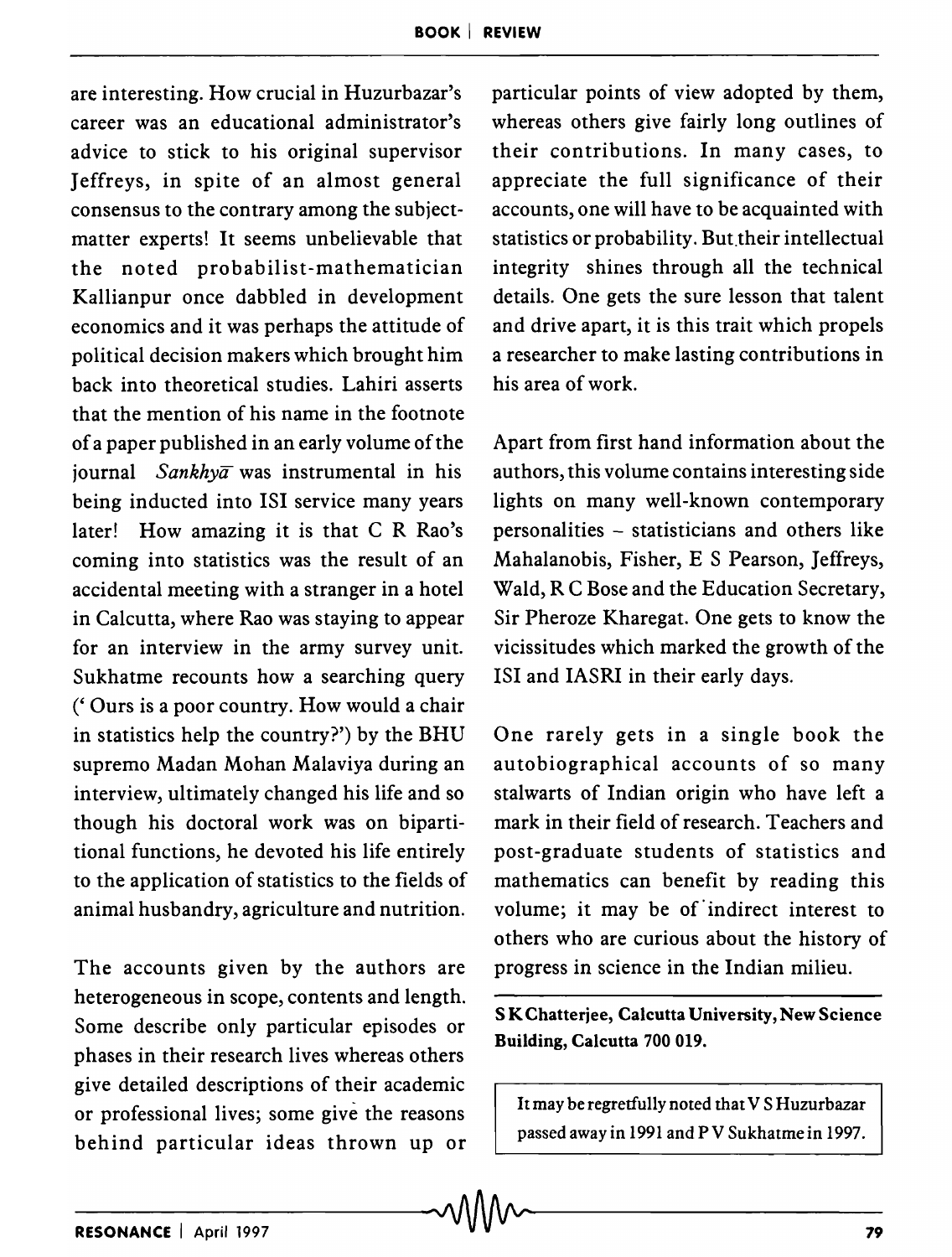are interesting. How crucial in Huzurbazar's career was an educational administrator's advice to stick to his original supervisor Jeffreys, in spite of an almost general consensus to the contrary among the subject-matter experts! It seems unbelievable that the noted probabilist-mathematician Kallianpur once dabbled in development economics and it was perhaps the attitude of political decision makers which brought him back into theoretical studies. Lahiri asserts that the mention of his name in the footnote of a paper published in an early volume of the journal *Sankhyā* was instrumental in his being inducted into ISI service many years later! How amazing it is that C R Rao's coming into statistics was the result of an accidental meeting with a stranger in a hotel in Calcutta, where Rao was staying to appear for an interview in the army survey unit. Sukhatme recounts how a searching query (' Ours is a poor country. How would a chair in statistics help the country?') by the BHU supremo Madan Mohan Malaviya during an interview, ultimately changed his life and so though his doctoral work was on bipartitional functions, he devoted his life entirely to the application of statistics to the fields of animal husbandry, agriculture and nutrition.

The accounts given by the authors are heterogeneous in scope, contents and length. Some describe only particular episodes or phases in their research lives whereas others give detailed descriptions of their academic or professional lives; some give the reasons behind particular ideas thrown up or particular points of view adopted by them, whereas others give fairly long outlines of their contributions. In many cases, to appreciate the full significance of their accounts, one will have to be acquainted with statistics or probability. But their intellectual integrity shines through all the technical details. One gets the sure lesson that talent and drive apart, it is this trait which propels a researcher to make lasting contributions in his area of work.

Apart from first hand information about the authors, this volume contains interesting side lights on many well-known contemporary personalities – statisticians and others like Mahalanobis, Fisher, E S Pearson, Jeffreys, Wald, R C Bose and the Education Secretary, Sir Pheroze Kharegat. One gets to know the vicissitudes which marked the growth of the ISI and IASRI in their early days.

One rarely gets in a single book the autobiographical accounts of so many stalwarts of Indian origin who have left a mark in their field of research. Teachers and post-graduate students of statistics and mathematics can benefit by reading this volume; it may be of indirect interest to others who are curious about the history of progress in science in the Indian milieu.

**S K Chatterjee, Calcutta University, New Science Building, Calcutta 700 019.**

It may be regretfully noted that V S Huzurbazar passed away in 1991 and P V Sukhatme in 1997.